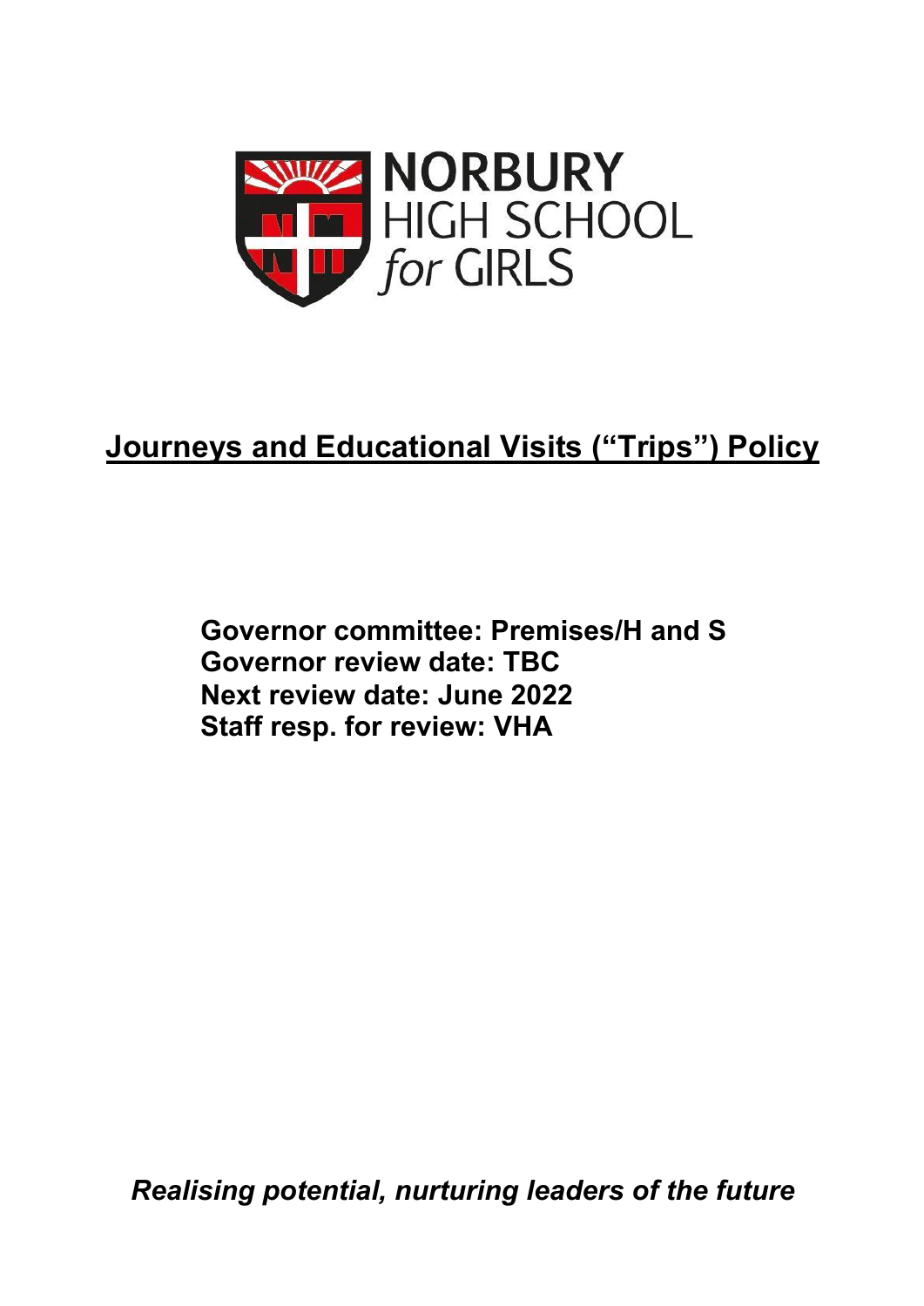NORBURY
HIGH SCHOOL
*for* GIRLS

# Journeys and Educational Visits ("Trips") Policy

**Governor committee: Premises/H and S**
**Governor review date: TBC**
**Next review date: June 2022**
**Staff resp. for review: VHA**

***Realising potential, nurturing leaders of the future***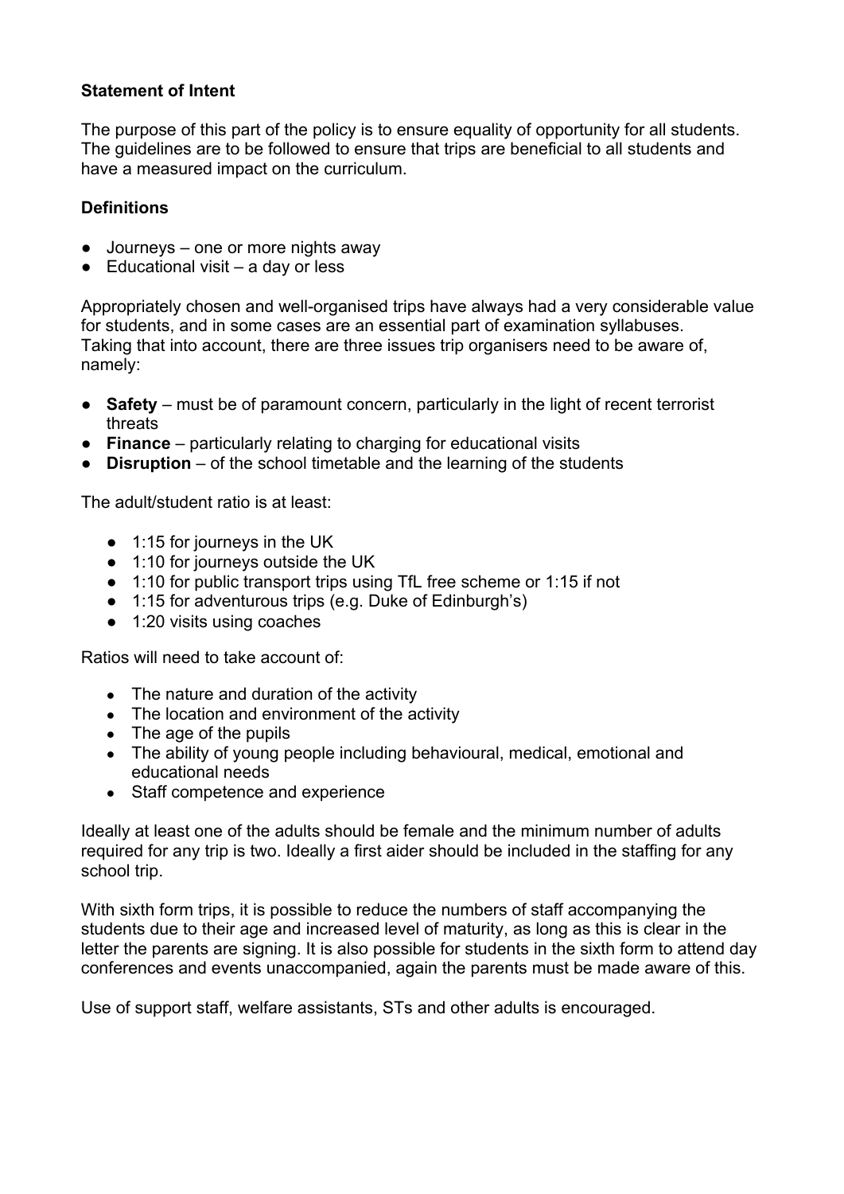**Statement of Intent**

The purpose of this part of the policy is to ensure equality of opportunity for all students. The guidelines are to be followed to ensure that trips are beneficial to all students and have a measured impact on the curriculum.

**Definitions**

- Journeys – one or more nights away
- Educational visit – a day or less

Appropriately chosen and well-organised trips have always had a very considerable value for students, and in some cases are an essential part of examination syllabuses. Taking that into account, there are three issues trip organisers need to be aware of, namely:

- **Safety** – must be of paramount concern, particularly in the light of recent terrorist threats
- **Finance** – particularly relating to charging for educational visits
- **Disruption** – of the school timetable and the learning of the students

The adult/student ratio is at least:

- 1:15 for journeys in the UK
- 1:10 for journeys outside the UK
- 1:10 for public transport trips using TfL free scheme or 1:15 if not
- 1:15 for adventurous trips (e.g. Duke of Edinburgh's)
- 1:20 visits using coaches

Ratios will need to take account of:

- The nature and duration of the activity
- The location and environment of the activity
- The age of the pupils
- The ability of young people including behavioural, medical, emotional and educational needs
- Staff competence and experience

Ideally at least one of the adults should be female and the minimum number of adults required for any trip is two. Ideally a first aider should be included in the staffing for any school trip.

With sixth form trips, it is possible to reduce the numbers of staff accompanying the students due to their age and increased level of maturity, as long as this is clear in the letter the parents are signing. It is also possible for students in the sixth form to attend day conferences and events unaccompanied, again the parents must be made aware of this.

Use of support staff, welfare assistants, STs and other adults is encouraged.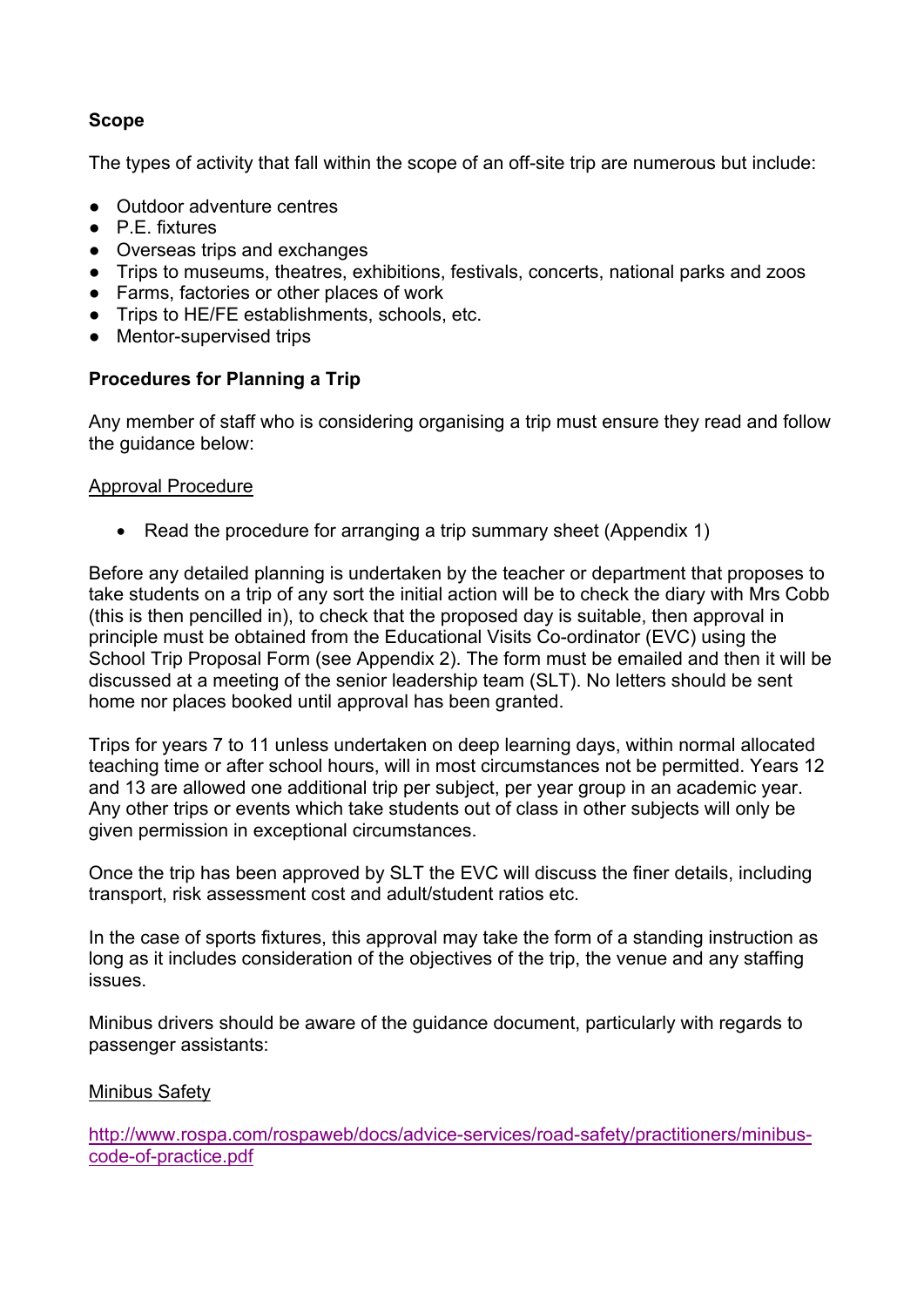**Scope**

The types of activity that fall within the scope of an off-site trip are numerous but include:

- Outdoor adventure centres
- P.E. fixtures
- Overseas trips and exchanges
- Trips to museums, theatres, exhibitions, festivals, concerts, national parks and zoos
- Farms, factories or other places of work
- Trips to HE/FE establishments, schools, etc.
- Mentor-supervised trips

**Procedures for Planning a Trip**

Any member of staff who is considering organising a trip must ensure they read and follow the guidance below:

Approval Procedure

- Read the procedure for arranging a trip summary sheet (Appendix 1)

Before any detailed planning is undertaken by the teacher or department that proposes to take students on a trip of any sort the initial action will be to check the diary with Mrs Cobb (this is then pencilled in), to check that the proposed day is suitable, then approval in principle must be obtained from the Educational Visits Co-ordinator (EVC) using the School Trip Proposal Form (see Appendix 2). The form must be emailed and then it will be discussed at a meeting of the senior leadership team (SLT). No letters should be sent home nor places booked until approval has been granted.

Trips for years 7 to 11 unless undertaken on deep learning days, within normal allocated teaching time or after school hours, will in most circumstances not be permitted. Years 12 and 13 are allowed one additional trip per subject, per year group in an academic year. Any other trips or events which take students out of class in other subjects will only be given permission in exceptional circumstances.

Once the trip has been approved by SLT the EVC will discuss the finer details, including transport, risk assessment cost and adult/student ratios etc.

In the case of sports fixtures, this approval may take the form of a standing instruction as long as it includes consideration of the objectives of the trip, the venue and any staffing issues.

Minibus drivers should be aware of the guidance document, particularly with regards to passenger assistants:

Minibus Safety

http://www.rospa.com/rospaweb/docs/advice-services/road-safety/practitioners/minibus-code-of-practice.pdf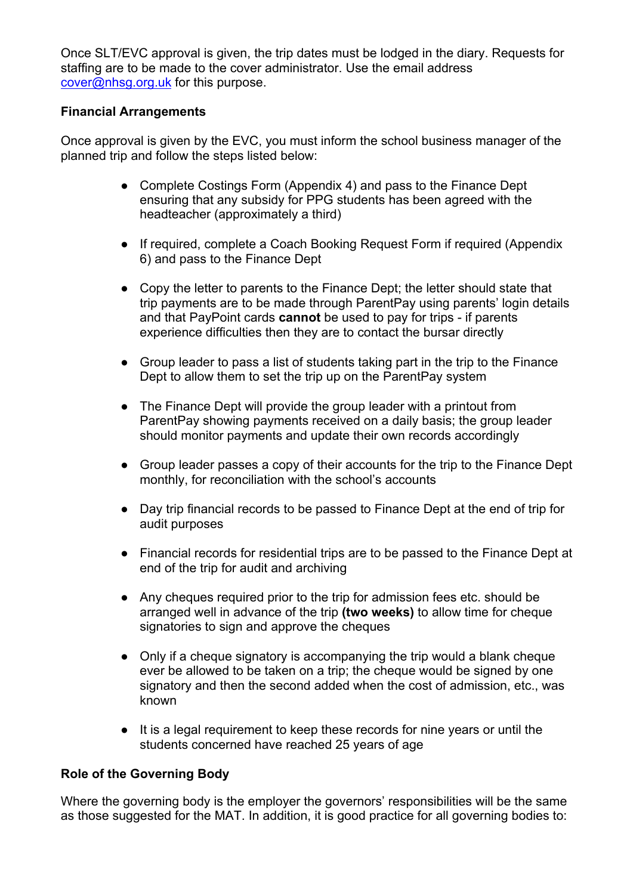Once SLT/EVC approval is given, the trip dates must be lodged in the diary. Requests for staffing are to be made to the cover administrator. Use the email address [cover@nhsg.org.uk](mailto:cover@nhsg.org.uk) for this purpose.

**Financial Arrangements**

Once approval is given by the EVC, you must inform the school business manager of the planned trip and follow the steps listed below:

- Complete Costings Form (Appendix 4) and pass to the Finance Dept ensuring that any subsidy for PPG students has been agreed with the headteacher (approximately a third)
- If required, complete a Coach Booking Request Form if required (Appendix 6) and pass to the Finance Dept
- Copy the letter to parents to the Finance Dept; the letter should state that trip payments are to be made through ParentPay using parents' login details and that PayPoint cards **cannot** be used to pay for trips - if parents experience difficulties then they are to contact the bursar directly
- Group leader to pass a list of students taking part in the trip to the Finance Dept to allow them to set the trip up on the ParentPay system
- The Finance Dept will provide the group leader with a printout from ParentPay showing payments received on a daily basis; the group leader should monitor payments and update their own records accordingly
- Group leader passes a copy of their accounts for the trip to the Finance Dept monthly, for reconciliation with the school's accounts
- Day trip financial records to be passed to Finance Dept at the end of trip for audit purposes
- Financial records for residential trips are to be passed to the Finance Dept at end of the trip for audit and archiving
- Any cheques required prior to the trip for admission fees etc. should be arranged well in advance of the trip **(two weeks)** to allow time for cheque signatories to sign and approve the cheques
- Only if a cheque signatory is accompanying the trip would a blank cheque ever be allowed to be taken on a trip; the cheque would be signed by one signatory and then the second added when the cost of admission, etc., was known
- It is a legal requirement to keep these records for nine years or until the students concerned have reached 25 years of age

**Role of the Governing Body**

Where the governing body is the employer the governors' responsibilities will be the same as those suggested for the MAT. In addition, it is good practice for all governing bodies to: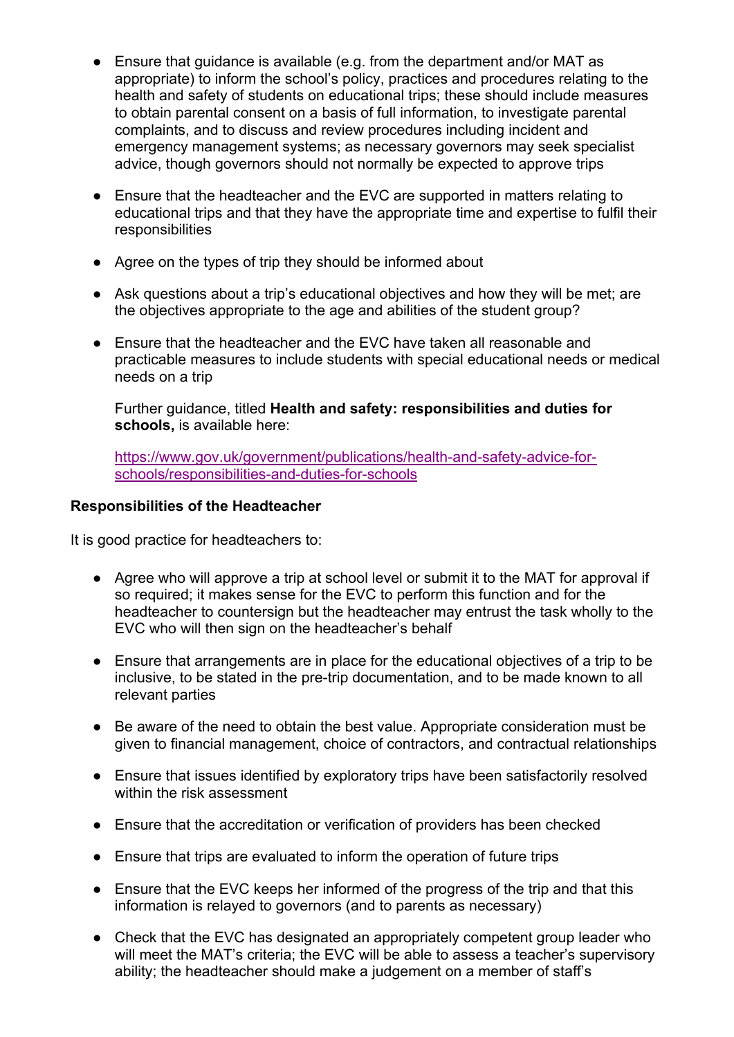- Ensure that guidance is available (e.g. from the department and/or MAT as appropriate) to inform the school's policy, practices and procedures relating to the health and safety of students on educational trips; these should include measures to obtain parental consent on a basis of full information, to investigate parental complaints, and to discuss and review procedures including incident and emergency management systems; as necessary governors may seek specialist advice, though governors should not normally be expected to approve trips

- Ensure that the headteacher and the EVC are supported in matters relating to educational trips and that they have the appropriate time and expertise to fulfil their responsibilities

- Agree on the types of trip they should be informed about

- Ask questions about a trip's educational objectives and how they will be met; are the objectives appropriate to the age and abilities of the student group?

- Ensure that the headteacher and the EVC have taken all reasonable and practicable measures to include students with special educational needs or medical needs on a trip

  Further guidance, titled **Health and safety: responsibilities and duties for schools,** is available here:

  https://www.gov.uk/government/publications/health-and-safety-advice-for-schools/responsibilities-and-duties-for-schools

**Responsibilities of the Headteacher**

It is good practice for headteachers to:

- Agree who will approve a trip at school level or submit it to the MAT for approval if so required; it makes sense for the EVC to perform this function and for the headteacher to countersign but the headteacher may entrust the task wholly to the EVC who will then sign on the headteacher's behalf

- Ensure that arrangements are in place for the educational objectives of a trip to be inclusive, to be stated in the pre-trip documentation, and to be made known to all relevant parties

- Be aware of the need to obtain the best value. Appropriate consideration must be given to financial management, choice of contractors, and contractual relationships

- Ensure that issues identified by exploratory trips have been satisfactorily resolved within the risk assessment

- Ensure that the accreditation or verification of providers has been checked

- Ensure that trips are evaluated to inform the operation of future trips

- Ensure that the EVC keeps her informed of the progress of the trip and that this information is relayed to governors (and to parents as necessary)

- Check that the EVC has designated an appropriately competent group leader who will meet the MAT's criteria; the EVC will be able to assess a teacher's supervisory ability; the headteacher should make a judgement on a member of staff's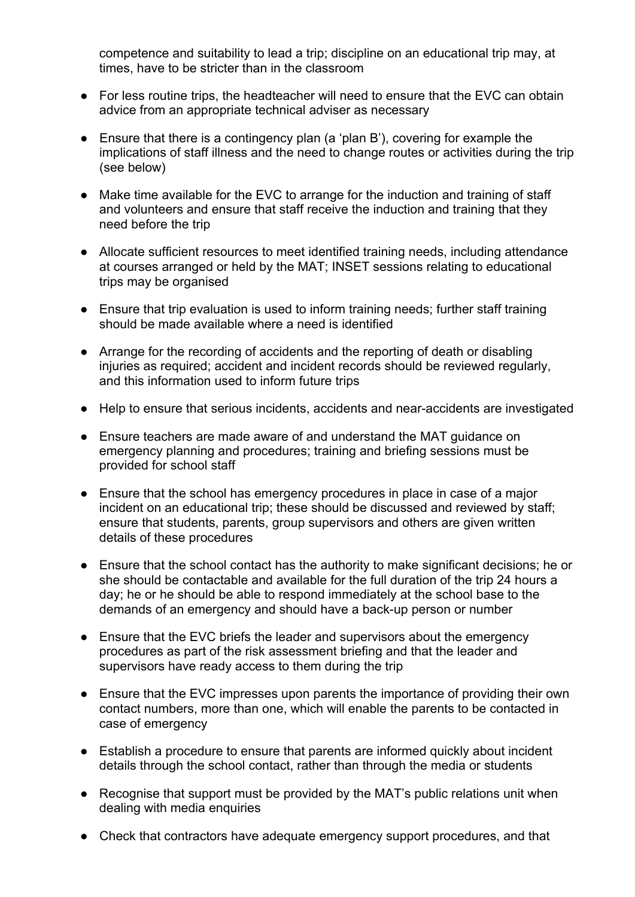competence and suitability to lead a trip; discipline on an educational trip may, at times, have to be stricter than in the classroom

- For less routine trips, the headteacher will need to ensure that the EVC can obtain advice from an appropriate technical adviser as necessary
- Ensure that there is a contingency plan (a 'plan B'), covering for example the implications of staff illness and the need to change routes or activities during the trip (see below)
- Make time available for the EVC to arrange for the induction and training of staff and volunteers and ensure that staff receive the induction and training that they need before the trip
- Allocate sufficient resources to meet identified training needs, including attendance at courses arranged or held by the MAT; INSET sessions relating to educational trips may be organised
- Ensure that trip evaluation is used to inform training needs; further staff training should be made available where a need is identified
- Arrange for the recording of accidents and the reporting of death or disabling injuries as required; accident and incident records should be reviewed regularly, and this information used to inform future trips
- Help to ensure that serious incidents, accidents and near-accidents are investigated
- Ensure teachers are made aware of and understand the MAT guidance on emergency planning and procedures; training and briefing sessions must be provided for school staff
- Ensure that the school has emergency procedures in place in case of a major incident on an educational trip; these should be discussed and reviewed by staff; ensure that students, parents, group supervisors and others are given written details of these procedures
- Ensure that the school contact has the authority to make significant decisions; he or she should be contactable and available for the full duration of the trip 24 hours a day; he or he should be able to respond immediately at the school base to the demands of an emergency and should have a back-up person or number
- Ensure that the EVC briefs the leader and supervisors about the emergency procedures as part of the risk assessment briefing and that the leader and supervisors have ready access to them during the trip
- Ensure that the EVC impresses upon parents the importance of providing their own contact numbers, more than one, which will enable the parents to be contacted in case of emergency
- Establish a procedure to ensure that parents are informed quickly about incident details through the school contact, rather than through the media or students
- Recognise that support must be provided by the MAT's public relations unit when dealing with media enquiries
- Check that contractors have adequate emergency support procedures, and that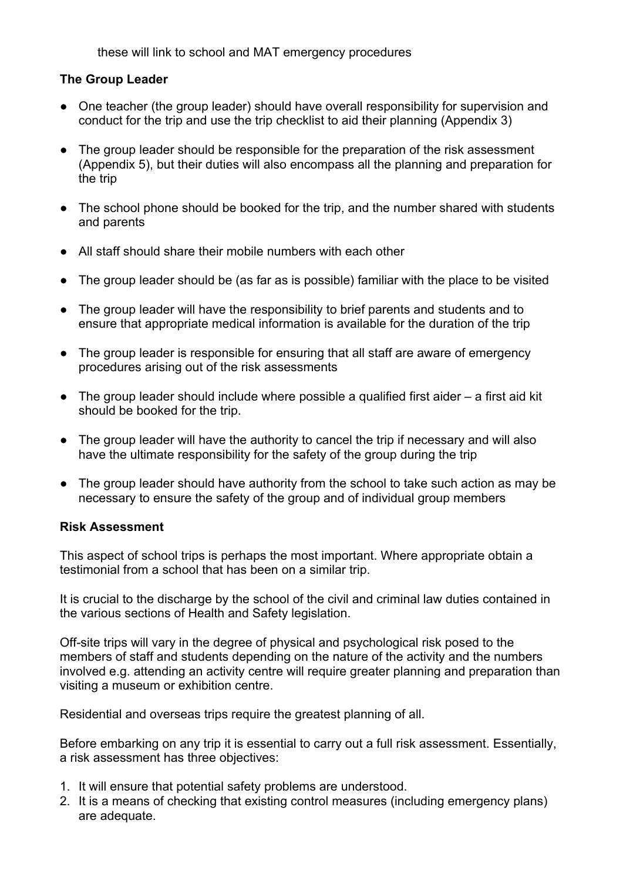these will link to school and MAT emergency procedures

**The Group Leader**

- One teacher (the group leader) should have overall responsibility for supervision and conduct for the trip and use the trip checklist to aid their planning (Appendix 3)
- The group leader should be responsible for the preparation of the risk assessment (Appendix 5), but their duties will also encompass all the planning and preparation for the trip
- The school phone should be booked for the trip, and the number shared with students and parents
- All staff should share their mobile numbers with each other
- The group leader should be (as far as is possible) familiar with the place to be visited
- The group leader will have the responsibility to brief parents and students and to ensure that appropriate medical information is available for the duration of the trip
- The group leader is responsible for ensuring that all staff are aware of emergency procedures arising out of the risk assessments
- The group leader should include where possible a qualified first aider – a first aid kit should be booked for the trip.
- The group leader will have the authority to cancel the trip if necessary and will also have the ultimate responsibility for the safety of the group during the trip
- The group leader should have authority from the school to take such action as may be necessary to ensure the safety of the group and of individual group members

**Risk Assessment**

This aspect of school trips is perhaps the most important. Where appropriate obtain a testimonial from a school that has been on a similar trip.

It is crucial to the discharge by the school of the civil and criminal law duties contained in the various sections of Health and Safety legislation.

Off-site trips will vary in the degree of physical and psychological risk posed to the members of staff and students depending on the nature of the activity and the numbers involved e.g. attending an activity centre will require greater planning and preparation than visiting a museum or exhibition centre.

Residential and overseas trips require the greatest planning of all.

Before embarking on any trip it is essential to carry out a full risk assessment. Essentially, a risk assessment has three objectives:

1. It will ensure that potential safety problems are understood.
2. It is a means of checking that existing control measures (including emergency plans) are adequate.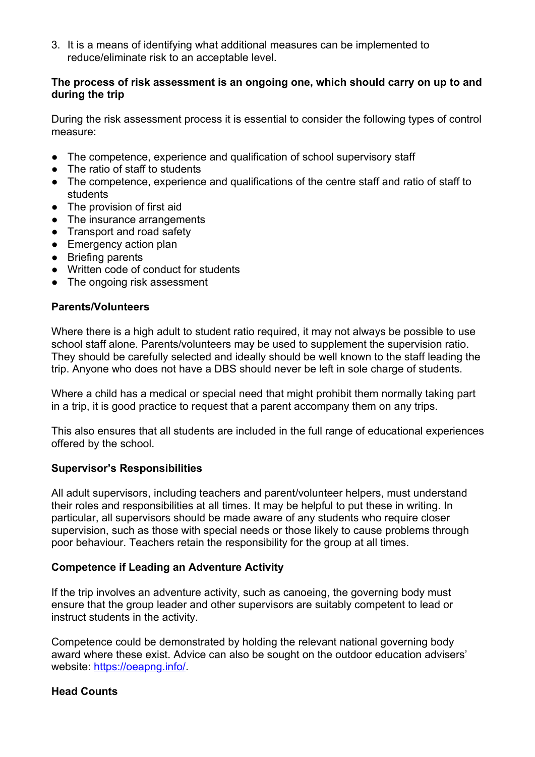3. It is a means of identifying what additional measures can be implemented to reduce/eliminate risk to an acceptable level.

**The process of risk assessment is an ongoing one, which should carry on up to and during the trip**

During the risk assessment process it is essential to consider the following types of control measure:

- The competence, experience and qualification of school supervisory staff
- The ratio of staff to students
- The competence, experience and qualifications of the centre staff and ratio of staff to students
- The provision of first aid
- The insurance arrangements
- Transport and road safety
- Emergency action plan
- Briefing parents
- Written code of conduct for students
- The ongoing risk assessment

**Parents/Volunteers**

Where there is a high adult to student ratio required, it may not always be possible to use school staff alone. Parents/volunteers may be used to supplement the supervision ratio. They should be carefully selected and ideally should be well known to the staff leading the trip. Anyone who does not have a DBS should never be left in sole charge of students.

Where a child has a medical or special need that might prohibit them normally taking part in a trip, it is good practice to request that a parent accompany them on any trips.

This also ensures that all students are included in the full range of educational experiences offered by the school.

**Supervisor's Responsibilities**

All adult supervisors, including teachers and parent/volunteer helpers, must understand their roles and responsibilities at all times. It may be helpful to put these in writing. In particular, all supervisors should be made aware of any students who require closer supervision, such as those with special needs or those likely to cause problems through poor behaviour. Teachers retain the responsibility for the group at all times.

**Competence if Leading an Adventure Activity**

If the trip involves an adventure activity, such as canoeing, the governing body must ensure that the group leader and other supervisors are suitably competent to lead or instruct students in the activity.

Competence could be demonstrated by holding the relevant national governing body award where these exist. Advice can also be sought on the outdoor education advisers' website: [https://oeapng.info/](https://oeapng.info/).

**Head Counts**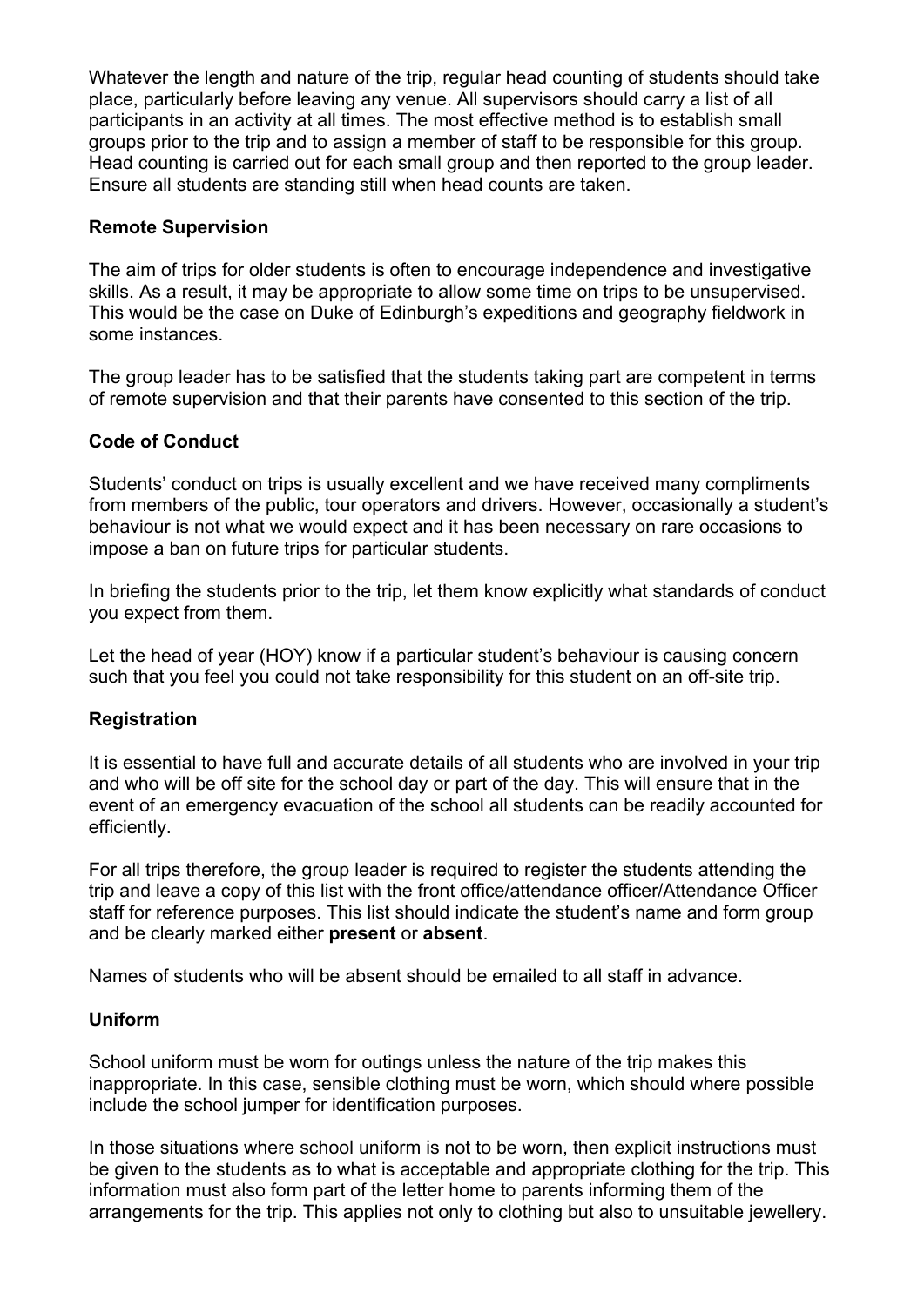Whatever the length and nature of the trip, regular head counting of students should take place, particularly before leaving any venue. All supervisors should carry a list of all participants in an activity at all times. The most effective method is to establish small groups prior to the trip and to assign a member of staff to be responsible for this group. Head counting is carried out for each small group and then reported to the group leader. Ensure all students are standing still when head counts are taken.

**Remote Supervision**

The aim of trips for older students is often to encourage independence and investigative skills. As a result, it may be appropriate to allow some time on trips to be unsupervised. This would be the case on Duke of Edinburgh's expeditions and geography fieldwork in some instances.

The group leader has to be satisfied that the students taking part are competent in terms of remote supervision and that their parents have consented to this section of the trip.

**Code of Conduct**

Students' conduct on trips is usually excellent and we have received many compliments from members of the public, tour operators and drivers. However, occasionally a student's behaviour is not what we would expect and it has been necessary on rare occasions to impose a ban on future trips for particular students.

In briefing the students prior to the trip, let them know explicitly what standards of conduct you expect from them.

Let the head of year (HOY) know if a particular student's behaviour is causing concern such that you feel you could not take responsibility for this student on an off-site trip.

**Registration**

It is essential to have full and accurate details of all students who are involved in your trip and who will be off site for the school day or part of the day. This will ensure that in the event of an emergency evacuation of the school all students can be readily accounted for efficiently.

For all trips therefore, the group leader is required to register the students attending the trip and leave a copy of this list with the front office/attendance officer/Attendance Officer staff for reference purposes. This list should indicate the student's name and form group and be clearly marked either **present** or **absent**.

Names of students who will be absent should be emailed to all staff in advance.

**Uniform**

School uniform must be worn for outings unless the nature of the trip makes this inappropriate. In this case, sensible clothing must be worn, which should where possible include the school jumper for identification purposes.

In those situations where school uniform is not to be worn, then explicit instructions must be given to the students as to what is acceptable and appropriate clothing for the trip. This information must also form part of the letter home to parents informing them of the arrangements for the trip. This applies not only to clothing but also to unsuitable jewellery.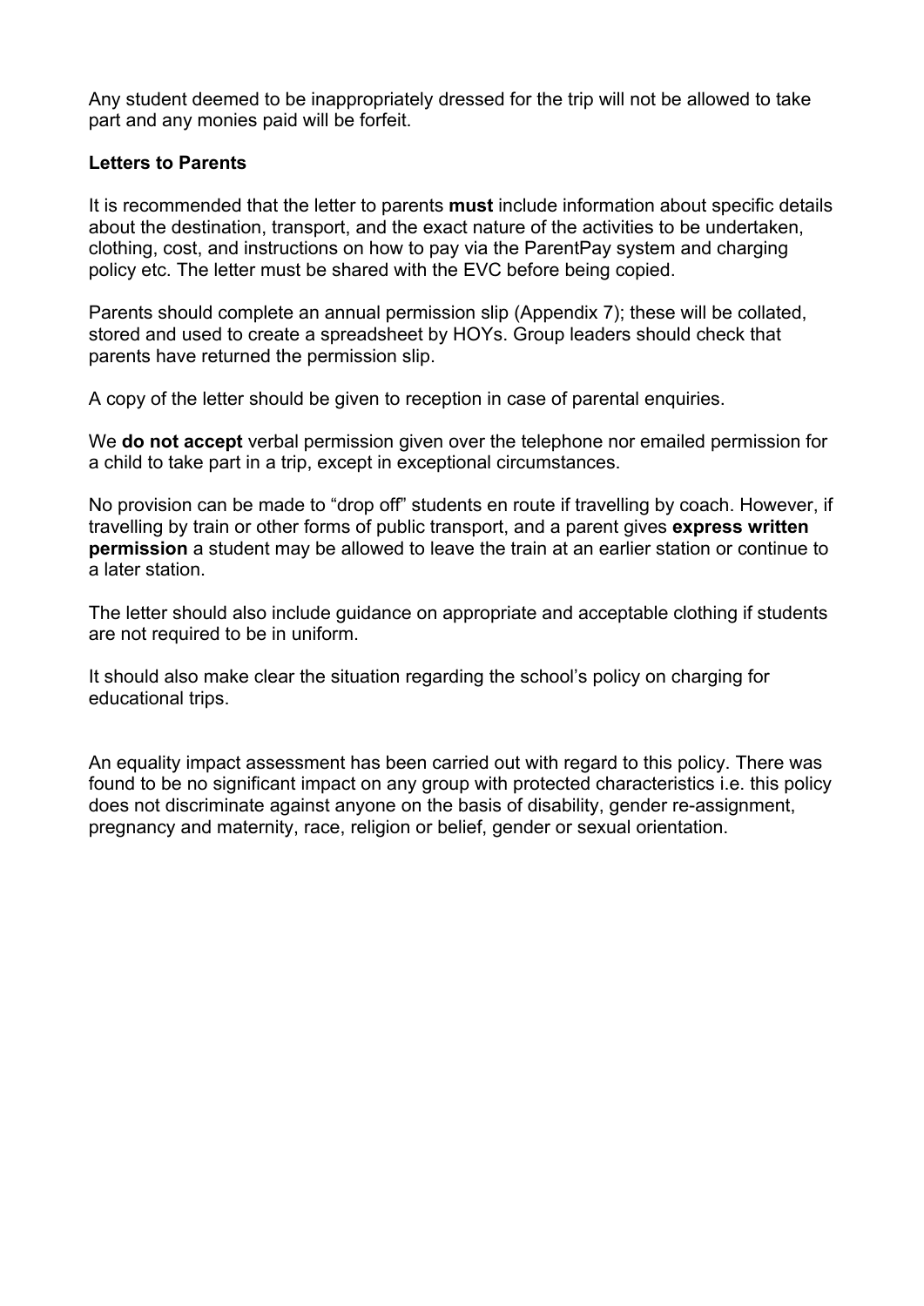Any student deemed to be inappropriately dressed for the trip will not be allowed to take part and any monies paid will be forfeit.

**Letters to Parents**

It is recommended that the letter to parents **must** include information about specific details about the destination, transport, and the exact nature of the activities to be undertaken, clothing, cost, and instructions on how to pay via the ParentPay system and charging policy etc. The letter must be shared with the EVC before being copied.

Parents should complete an annual permission slip (Appendix 7); these will be collated, stored and used to create a spreadsheet by HOYs. Group leaders should check that parents have returned the permission slip.

A copy of the letter should be given to reception in case of parental enquiries.

We **do not accept** verbal permission given over the telephone nor emailed permission for a child to take part in a trip, except in exceptional circumstances.

No provision can be made to "drop off" students en route if travelling by coach. However, if travelling by train or other forms of public transport, and a parent gives **express written permission** a student may be allowed to leave the train at an earlier station or continue to a later station.

The letter should also include guidance on appropriate and acceptable clothing if students are not required to be in uniform.

It should also make clear the situation regarding the school's policy on charging for educational trips.

An equality impact assessment has been carried out with regard to this policy. There was found to be no significant impact on any group with protected characteristics i.e. this policy does not discriminate against anyone on the basis of disability, gender re-assignment, pregnancy and maternity, race, religion or belief, gender or sexual orientation.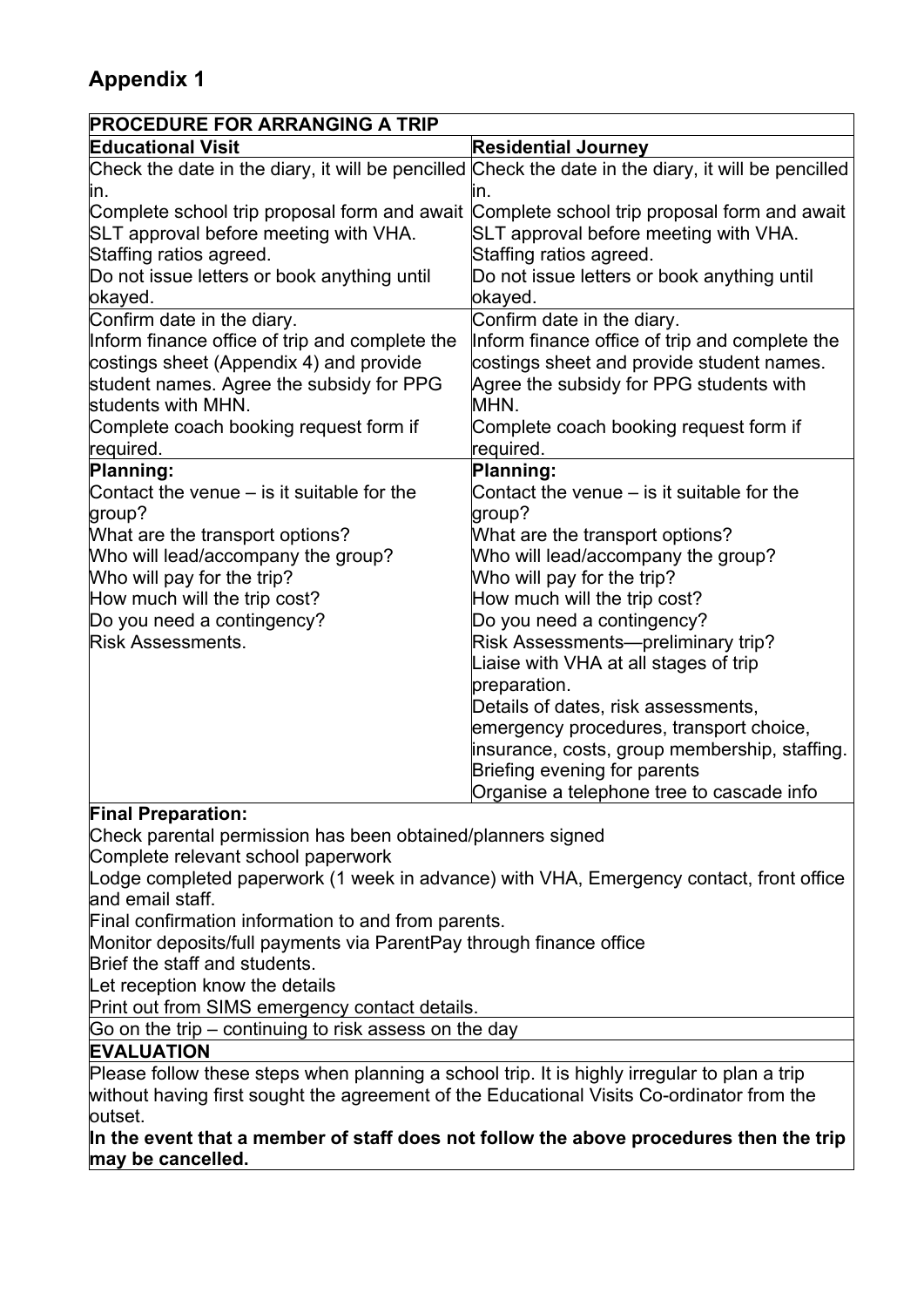## Appendix 1

| PROCEDURE FOR ARRANGING A TRIP | |
|---|---|
| **Educational Visit** | **Residential Journey** |
| Check the date in the diary, it will be pencilled in.<br>Complete school trip proposal form and await SLT approval before meeting with VHA.<br>Staffing ratios agreed.<br>Do not issue letters or book anything until okayed. | Check the date in the diary, it will be pencilled in.<br>Complete school trip proposal form and await SLT approval before meeting with VHA.<br>Staffing ratios agreed.<br>Do not issue letters or book anything until okayed. |
| Confirm date in the diary.<br>Inform finance office of trip and complete the costings sheet (Appendix 4) and provide student names. Agree the subsidy for PPG students with MHN.<br>Complete coach booking request form if required. | Confirm date in the diary.<br>Inform finance office of trip and complete the costings sheet and provide student names. Agree the subsidy for PPG students with MHN.<br>Complete coach booking request form if required. |
| **Planning:**<br>Contact the venue – is it suitable for the group?<br>What are the transport options?<br>Who will lead/accompany the group?<br>Who will pay for the trip?<br>How much will the trip cost?<br>Do you need a contingency?<br>Risk Assessments. | **Planning:**<br>Contact the venue – is it suitable for the group?<br>What are the transport options?<br>Who will lead/accompany the group?<br>Who will pay for the trip?<br>How much will the trip cost?<br>Do you need a contingency?<br>Risk Assessments—preliminary trip?<br>Liaise with VHA at all stages of trip preparation.<br>Details of dates, risk assessments, emergency procedures, transport choice, insurance, costs, group membership, staffing.<br>Briefing evening for parents<br>Organise a telephone tree to cascade info |
| **Final Preparation:**<br>Check parental permission has been obtained/planners signed<br>Complete relevant school paperwork<br>Lodge completed paperwork (1 week in advance) with VHA, Emergency contact, front office and email staff.<br>Final confirmation information to and from parents.<br>Monitor deposits/full payments via ParentPay through finance office<br>Brief the staff and students.<br>Let reception know the details<br>Print out from SIMS emergency contact details. | |
| Go on the trip – continuing to risk assess on the day | |
| **EVALUATION** | |
| Please follow these steps when planning a school trip. It is highly irregular to plan a trip without having first sought the agreement of the Educational Visits Co-ordinator from the outset.<br>**In the event that a member of staff does not follow the above procedures then the trip may be cancelled.** | |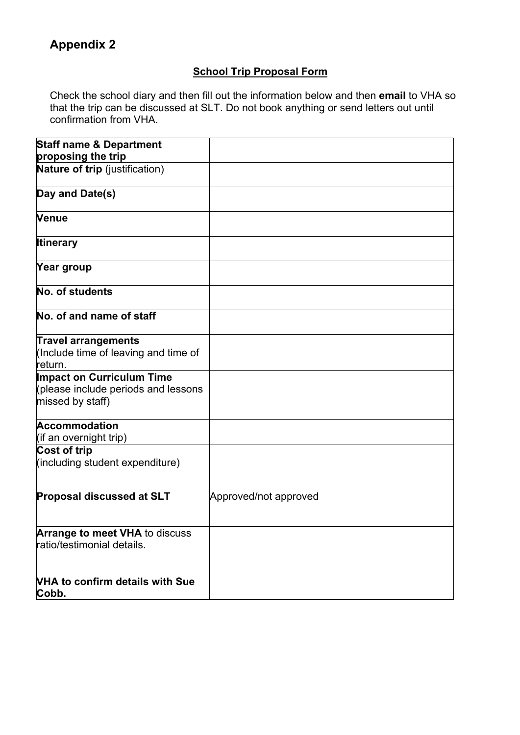## Appendix 2

**School Trip Proposal Form**

Check the school diary and then fill out the information below and then **email** to VHA so that the trip can be discussed at SLT. Do not book anything or send letters out until confirmation from VHA.

| | |
|---|---|
| **Staff name & Department proposing the trip** | |
| **Nature of trip** (justification) | |
| **Day and Date(s)** | |
| **Venue** | |
| **Itinerary** | |
| **Year group** | |
| **No. of students** | |
| **No. of and name of staff** | |
| **Travel arrangements** (Include time of leaving and time of return. | |
| **Impact on Curriculum Time** (please include periods and lessons missed by staff) | |
| **Accommodation** (if an overnight trip) | |
| **Cost of trip** (including student expenditure) | |
| **Proposal discussed at SLT** | Approved/not approved |
| **Arrange to meet VHA** to discuss ratio/testimonial details. | |
| **VHA to confirm details with Sue Cobb.** | |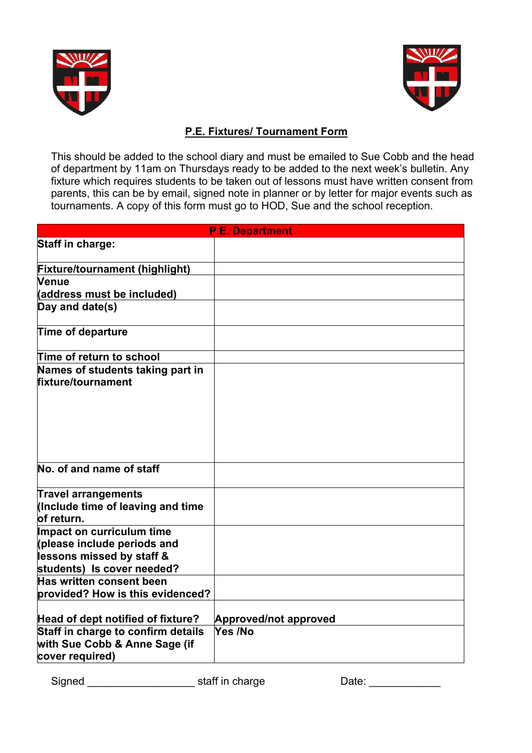## P.E. Fixtures/ Tournament Form

This should be added to the school diary and must be emailed to Sue Cobb and the head of department by 11am on Thursdays ready to be added to the next week's bulletin. Any fixture which requires students to be taken out of lessons must have written consent from parents, this can be by email, signed note in planner or by letter for major events such as tournaments. A copy of this form must go to HOD, Sue and the school reception.

| **P.E. Department** | |
|---|---|
| **Staff in charge:** | |
| **Fixture/tournament (highlight)** | |
| **Venue (address must be included)** | |
| **Day and date(s)** | |
| **Time of departure** | |
| **Time of return to school** | |
| **Names of students taking part in fixture/tournament** | |
| **No. of and name of staff** | |
| **Travel arrangements (Include time of leaving and time of return.** | |
| **Impact on curriculum time (please include periods and lessons missed by staff & students) Is cover needed?** | |
| **Has written consent been provided? How is this evidenced?** | |
| **Head of dept notified of fixture?** | **Approved/not approved** |
| **Staff in charge to confirm details with Sue Cobb & Anne Sage (if cover required)** | **Yes /No** |

Signed __________________ staff in charge Date: ____________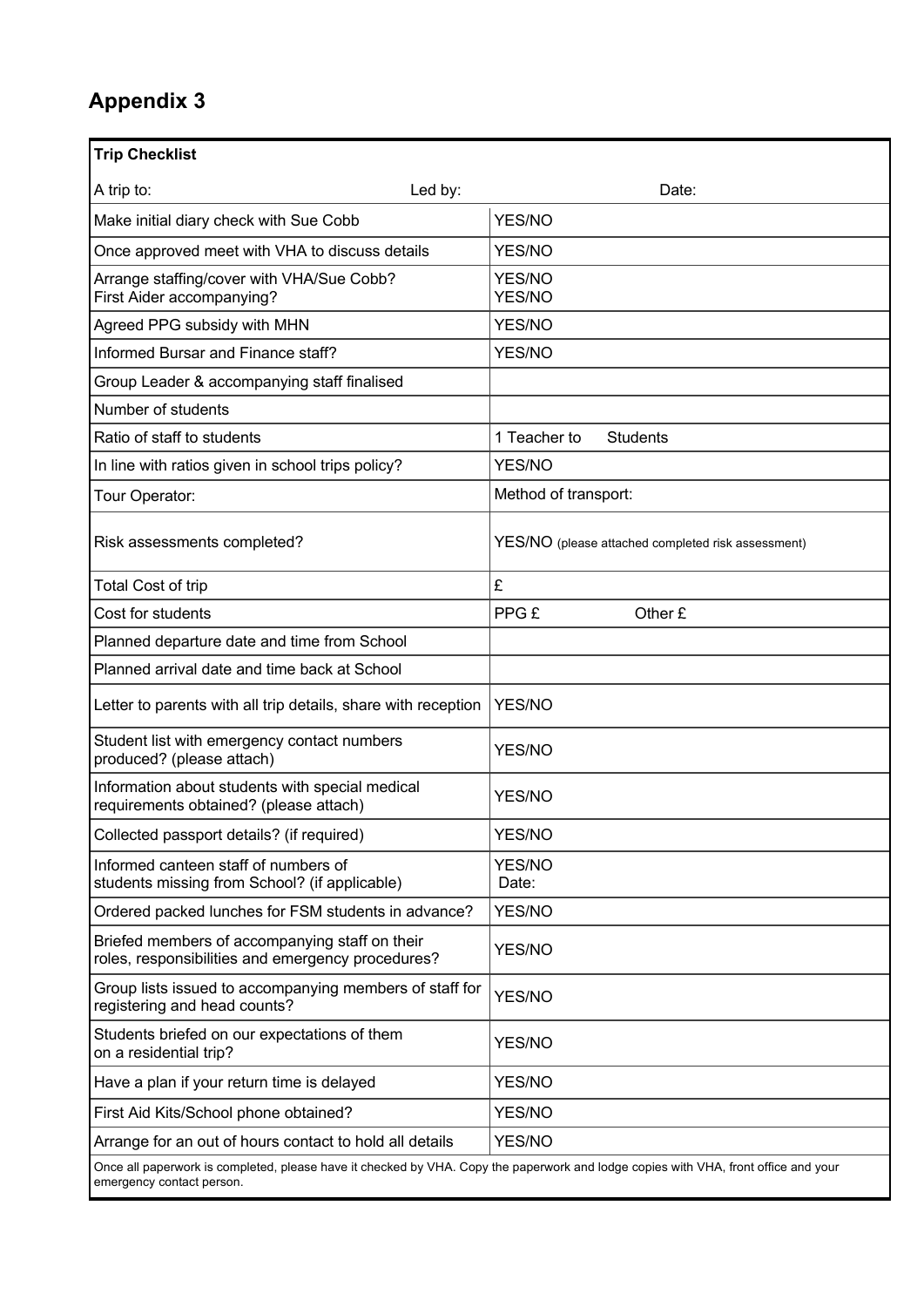## Appendix 3

| Trip Checklist | |
|---|---|
| A trip to: Led by: | Date: |
| Make initial diary check with Sue Cobb | YES/NO |
| Once approved meet with VHA to discuss details | YES/NO |
| Arrange staffing/cover with VHA/Sue Cobb?<br>First Aider accompanying? | YES/NO<br>YES/NO |
| Agreed PPG subsidy with MHN | YES/NO |
| Informed Bursar and Finance staff? | YES/NO |
| Group Leader & accompanying staff finalised | |
| Number of students | |
| Ratio of staff to students | 1 Teacher to Students |
| In line with ratios given in school trips policy? | YES/NO |
| Tour Operator: | Method of transport: |
| Risk assessments completed? | YES/NO (please attached completed risk assessment) |
| Total Cost of trip | £ |
| Cost for students | PPG £ Other £ |
| Planned departure date and time from School | |
| Planned arrival date and time back at School | |
| Letter to parents with all trip details, share with reception | YES/NO |
| Student list with emergency contact numbers produced? (please attach) | YES/NO |
| Information about students with special medical requirements obtained? (please attach) | YES/NO |
| Collected passport details? (if required) | YES/NO |
| Informed canteen staff of numbers of students missing from School? (if applicable) | YES/NO<br>Date: |
| Ordered packed lunches for FSM students in advance? | YES/NO |
| Briefed members of accompanying staff on their roles, responsibilities and emergency procedures? | YES/NO |
| Group lists issued to accompanying members of staff for registering and head counts? | YES/NO |
| Students briefed on our expectations of them on a residential trip? | YES/NO |
| Have a plan if your return time is delayed | YES/NO |
| First Aid Kits/School phone obtained? | YES/NO |
| Arrange for an out of hours contact to hold all details | YES/NO |
| Once all paperwork is completed, please have it checked by VHA. Copy the paperwork and lodge copies with VHA, front office and your emergency contact person. | |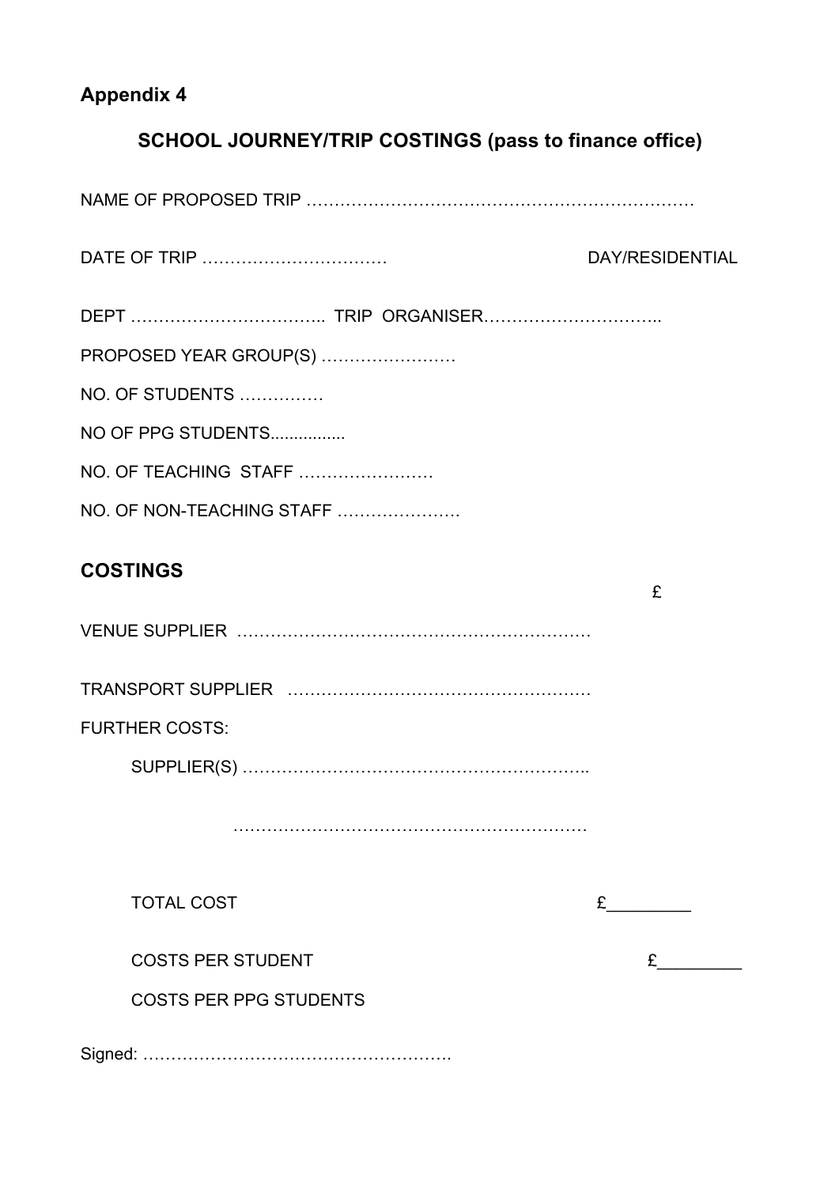**Appendix 4**

## SCHOOL JOURNEY/TRIP COSTINGS (pass to finance office)

NAME OF PROPOSED TRIP ……………………………………………………………

DATE OF TRIP …………………………… DAY/RESIDENTIAL

DEPT …………………………….. TRIP ORGANISER…………………………..

PROPOSED YEAR GROUP(S) ……………………

NO. OF STUDENTS ……………

NO OF PPG STUDENTS................

NO. OF TEACHING STAFF ……………………

NO. OF NON-TEACHING STAFF …………………

## COSTINGS

£

VENUE SUPPLIER ………………………………………………………

TRANSPORT SUPPLIER ………………………………………………

FURTHER COSTS:

SUPPLIER(S) ……………………………………………………..

………………………………………………………

TOTAL COST £_________

COSTS PER STUDENT £_________

COSTS PER PPG STUDENTS

Signed: ……………………………………………….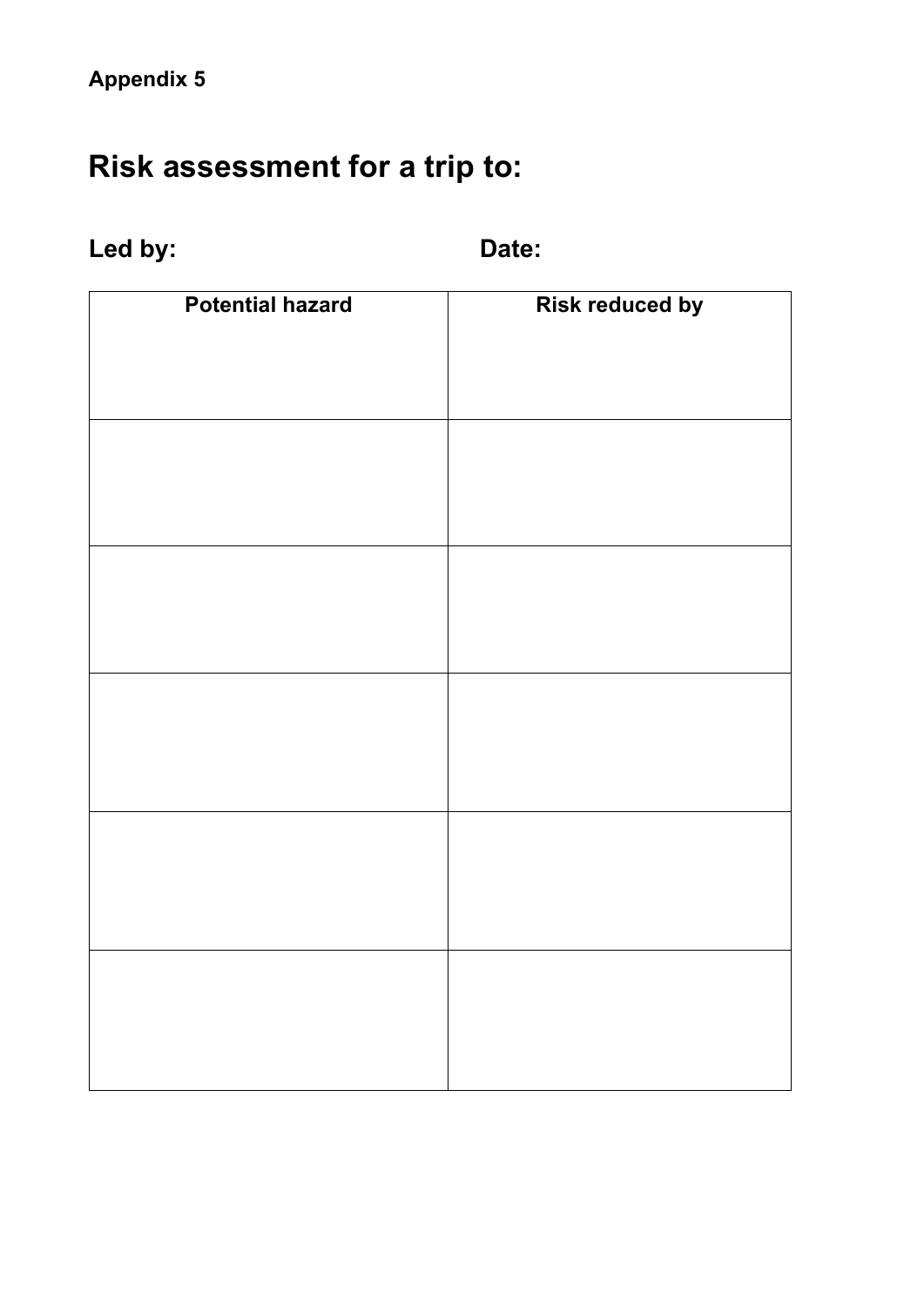**Appendix 5**

# Risk assessment for a trip to:

## Led by: Date:

| Potential hazard | Risk reduced by |
|---|---|
| | |
| | |
| | |
| | |
| | |
| | |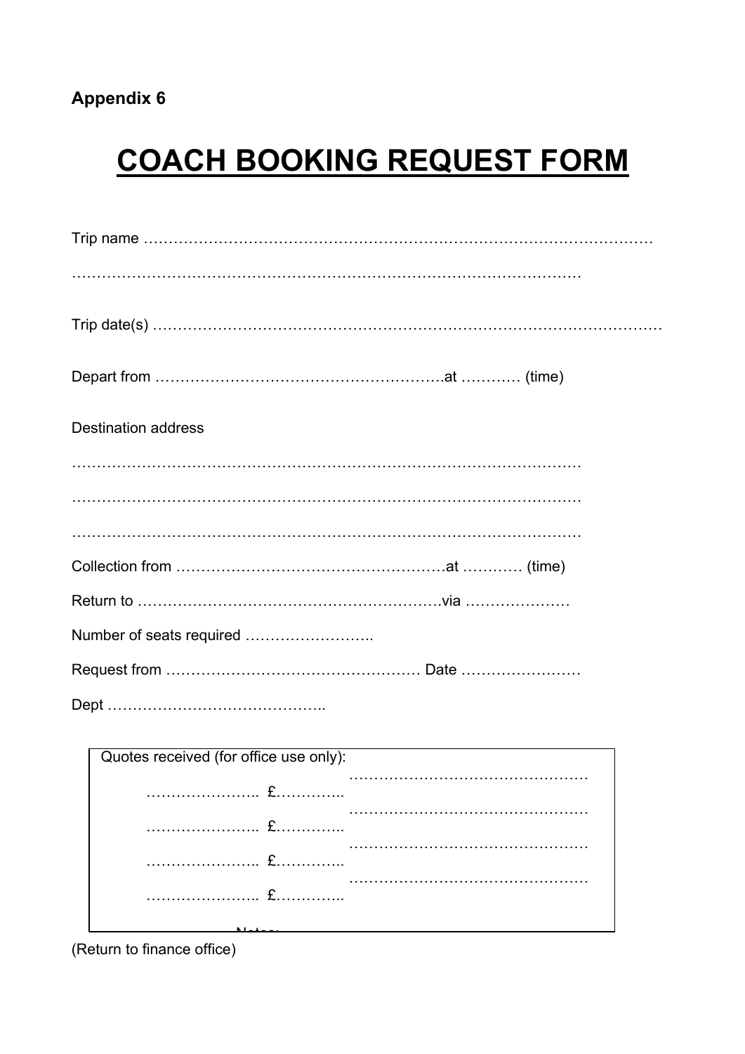**Appendix 6**

# COACH BOOKING REQUEST FORM

Trip name ……………………………………………………………………………………………

……………………………………………………………………………………………

Trip date(s) ……………………………………………………………………………………………

Depart from …………………………………………………..at ………… (time)

Destination address

……………………………………………………………………………………………

……………………………………………………………………………………………

……………………………………………………………………………………………

Collection from ………………………………………………at ………… (time)

Return to …………………………………………………….via …………………

Number of seats required ……………………..

Request from ………………………………………… Date …………………

Dept ……………………………………..

| Quotes received (for office use only): | |
|---|---|
| ………………….. £………….. | ………………………………………… |
| ………………….. £………….. | ………………………………………… |
| ………………….. £………….. | ………………………………………… |
| ………………….. £………….. | ………………………………………… |
| Notes: | |

(Return to finance office)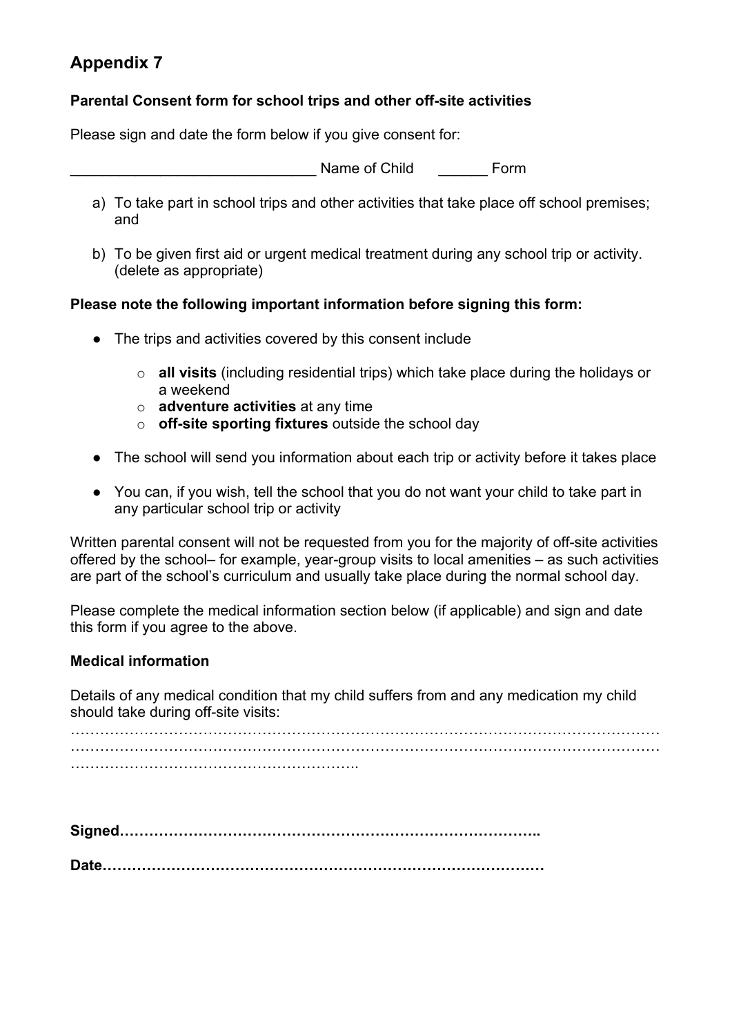## Appendix 7

**Parental Consent form for school trips and other off-site activities**

Please sign and date the form below if you give consent for:

_____________________________ Name of Child ______ Form

a) To take part in school trips and other activities that take place off school premises; and

b) To be given first aid or urgent medical treatment during any school trip or activity. (delete as appropriate)

**Please note the following important information before signing this form:**

- The trips and activities covered by this consent include
  - **all visits** (including residential trips) which take place during the holidays or a weekend
  - **adventure activities** at any time
  - **off-site sporting fixtures** outside the school day
- The school will send you information about each trip or activity before it takes place
- You can, if you wish, tell the school that you do not want your child to take part in any particular school trip or activity

Written parental consent will not be requested from you for the majority of off-site activities offered by the school– for example, year-group visits to local amenities – as such activities are part of the school's curriculum and usually take place during the normal school day.

Please complete the medical information section below (if applicable) and sign and date this form if you agree to the above.

**Medical information**

Details of any medical condition that my child suffers from and any medication my child should take during off-site visits:

…………………………………………………………………………………………………………
…………………………………………………………………………………………………………
…………………………………………………..

**Signed…………………………………………………………………………..**

**Date………………………………………………………………………………**